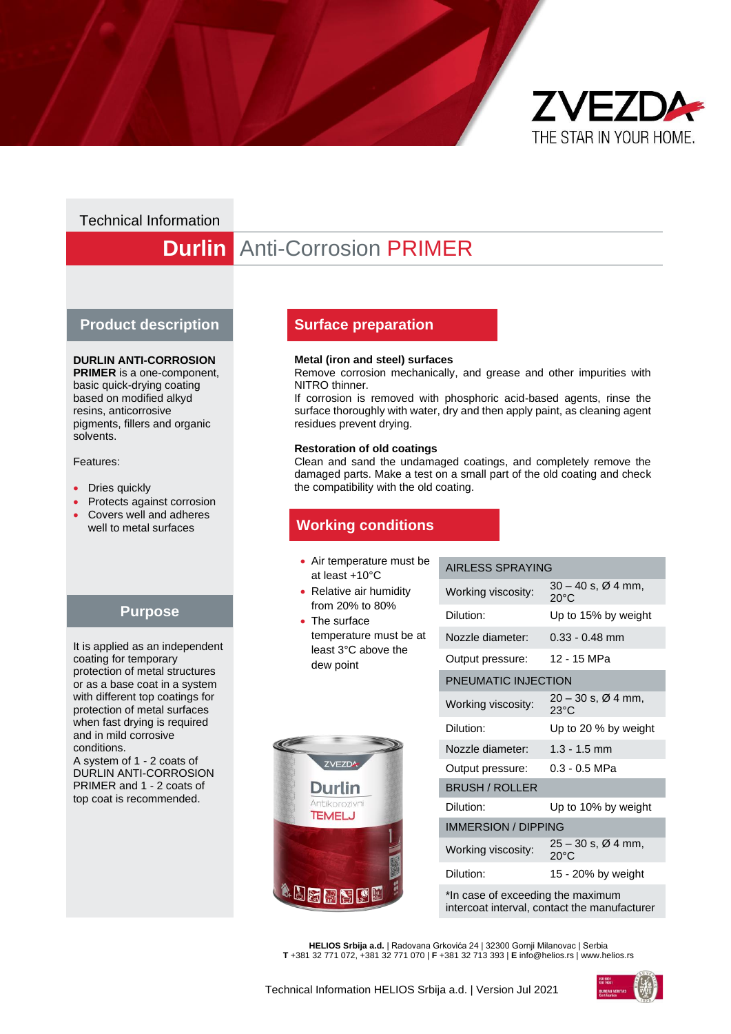Technical Information

# Durlin Anti-Corrosion PRIMER

## Product description

**DURLIN ANTI-CORROSION PRIMER** is a one-component, basic quick-drying coating based on modified alkyd resins, anticorrosive pigments, fillers and organic solvents.

Features:

- Dries quickly
- Protects against corrosion
- Covers well and adheres well to metal surfaces

## Purpose

It is applied as an independent coating for temporary protection of metal structures or as a base coat in a system with different top coatings for protection of metal surfaces when fast drying is required and in mild corrosive conditions.
A system of 1 - 2 coats of DURLIN ANTI-CORROSION PRIMER and 1 - 2 coats of top coat is recommended.

## Surface preparation

**Metal (iron and steel) surfaces**
Remove corrosion mechanically, and grease and other impurities with NITRO thinner.
If corrosion is removed with phosphoric acid-based agents, rinse the surface thoroughly with water, dry and then apply paint, as cleaning agent residues prevent drying.

**Restoration of old coatings**
Clean and sand the undamaged coatings, and completely remove the damaged parts. Make a test on a small part of the old coating and check the compatibility with the old coating.

## Working conditions

- Air temperature must be at least +10°C
- Relative air humidity from 20% to 80%
- The surface temperature must be at least 3°C above the dew point

| AIRLESS SPRAYING | |
|---|---|
| Working viscosity: | 30 – 40 s, Ø 4 mm, 20°C |
| Dilution: | Up to 15% by weight |
| Nozzle diameter: | 0.33 - 0.48 mm |
| Output pressure: | 12 - 15 MPa |
| **PNEUMATIC INJECTION** | |
| Working viscosity: | 20 – 30 s, Ø 4 mm, 23°C |
| Dilution: | Up to 20 % by weight |
| Nozzle diameter: | 1.3 - 1.5 mm |
| Output pressure: | 0.3 - 0.5 MPa |
| **BRUSH / ROLLER** | |
| Dilution: | Up to 10% by weight |
| **IMMERSION / DIPPING** | |
| Working viscosity: | 25 – 30 s, Ø 4 mm, 20°C |
| Dilution: | 15 - 20% by weight |

*In case of exceeding the maximum intercoat interval, contact the manufacturer

**HELIOS Srbija a.d.** | Radovana Grkovića 24 | 32300 Gornji Milanovac | Serbia
**T** +381 32 771 072, +381 32 771 070 | **F** +381 32 713 393 | **E** info@helios.rs | www.helios.rs

Technical Information HELIOS Srbija a.d. | Version Jul 2021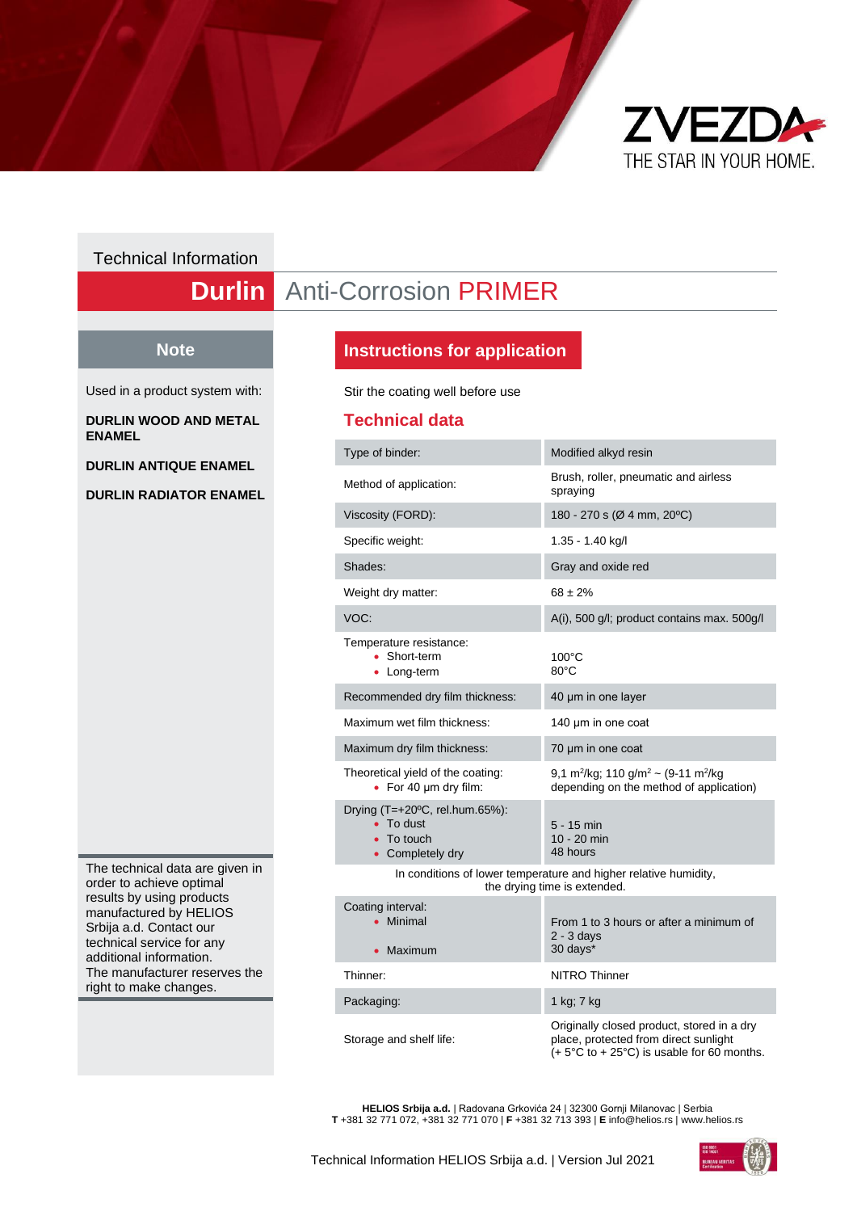Technical Information

# Durlin Anti-Corrosion PRIMER

## Note

Used in a product system with:

**DURLIN WOOD AND METAL ENAMEL**

**DURLIN ANTIQUE ENAMEL**

**DURLIN RADIATOR ENAMEL**

The technical data are given in order to achieve optimal results by using products manufactured by HELIOS Srbija a.d. Contact our technical service for any additional information.
The manufacturer reserves the right to make changes.

## Instructions for application

Stir the coating well before use

## Technical data

| | |
|---|---|
| Type of binder: | Modified alkyd resin |
| Method of application: | Brush, roller, pneumatic and airless spraying |
| Viscosity (FORD): | 180 - 270 s (Ø 4 mm, 20ºC) |
| Specific weight: | 1.35 - 1.40 kg/l |
| Shades: | Gray and oxide red |
| Weight dry matter: | 68 ± 2% |
| VOC: | A(i), 500 g/l; product contains max. 500g/l |
| Temperature resistance:<br>• Short-term<br>• Long-term | <br>100°C<br>80°C |
| Recommended dry film thickness: | 40 µm in one layer |
| Maximum wet film thickness: | 140 µm in one coat |
| Maximum dry film thickness: | 70 µm in one coat |
| Theoretical yield of the coating:<br>• For 40 µm dry film: | 9,1 m²/kg; 110 g/m² ~ (9-11 m²/kg depending on the method of application) |
| Drying (T=+20ºC, rel.hum.65%):<br>• To dust<br>• To touch<br>• Completely dry | <br>5 - 15 min<br>10 - 20 min<br>48 hours |
| In conditions of lower temperature and higher relative humidity, the drying time is extended. | |
| Coating interval:<br>• Minimal<br>• Maximum | From 1 to 3 hours or after a minimum of 2 - 3 days<br>30 days* |
| Thinner: | NITRO Thinner |
| Packaging: | 1 kg; 7 kg |
| Storage and shelf life: | Originally closed product, stored in a dry place, protected from direct sunlight (+ 5°C to + 25°C) is usable for 60 months. |

**HELIOS Srbija a.d.** | Radovana Grkovića 24 | 32300 Gornji Milanovac | Serbia
**T** +381 32 771 072, +381 32 771 070 | **F** +381 32 713 393 | **E** info@helios.rs | www.helios.rs

Technical Information HELIOS Srbija a.d. | Version Jul 2021